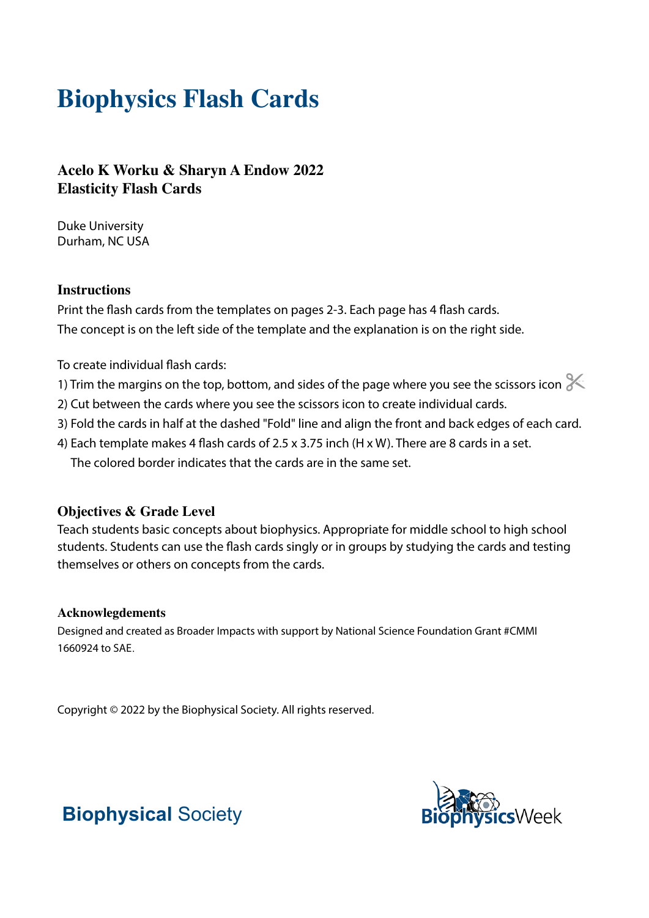# Biophysics Flash Cards

### Acelo K Worku & Sharyn A Endow 2022
### Elasticity Flash Cards

Duke University
Durham, NC USA

### Instructions

Print the flash cards from the templates on pages 2-3. Each page has 4 flash cards.
The concept is on the left side of the template and the explanation is on the right side.

To create individual flash cards:

1) Trim the margins on the top, bottom, and sides of the page where you see the scissors icon ✂
2) Cut between the cards where you see the scissors icon to create individual cards.
3) Fold the cards in half at the dashed "Fold" line and align the front and back edges of each card.
4) Each template makes 4 flash cards of 2.5 x 3.75 inch (H x W). There are 8 cards in a set.
   The colored border indicates that the cards are in the same set.

### Objectives & Grade Level

Teach students basic concepts about biophysics. Appropriate for middle school to high school students. Students can use the flash cards singly or in groups by studying the cards and testing themselves or others on concepts from the cards.

#### Acknowlegdements

Designed and created as Broader Impacts with support by National Science Foundation Grant #CMMI 1660924 to SAE.

Copyright © 2022 by the Biophysical Society. All rights reserved.

**Biophysical** Society

BiophysicsWeek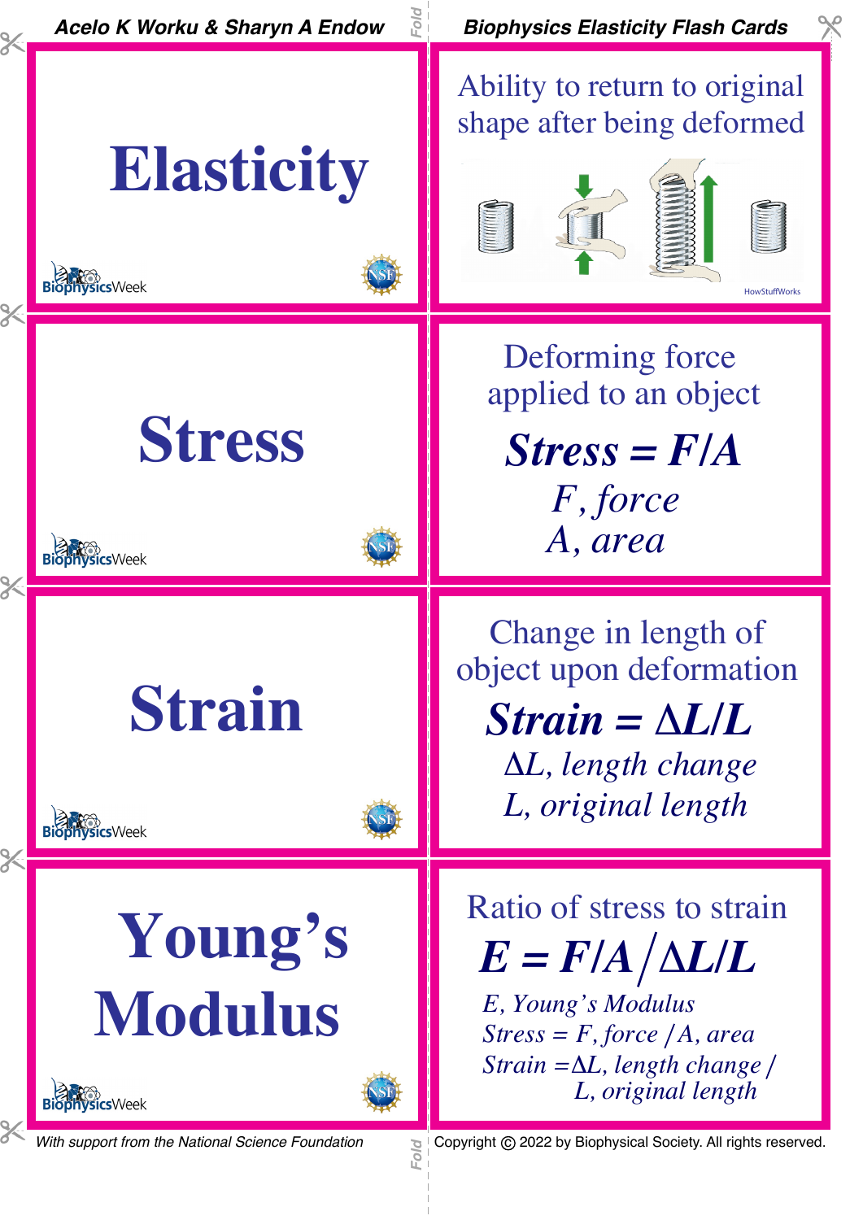**Acelo K Worku & Sharyn A Endow**

**Biophysics Elasticity Flash Cards**

# Elasticity

Ability to return to original shape after being deformed

HowStuffWorks

# Stress

Deforming force applied to an object

***Stress = F/A***

*F, force*

*A, area*

# Strain

Change in length of object upon deformation

***Strain = ΔL/L***

*ΔL, length change*

*L, original length*

# Young's Modulus

Ratio of stress to strain

$$E = F/A \,\big/\, \Delta L/L$$

*E, Young's Modulus*

*Stress = F, force / A, area*

*Strain =ΔL, length change / L, original length*

*With support from the National Science Foundation*

Copyright © 2022 by Biophysical Society. All rights reserved.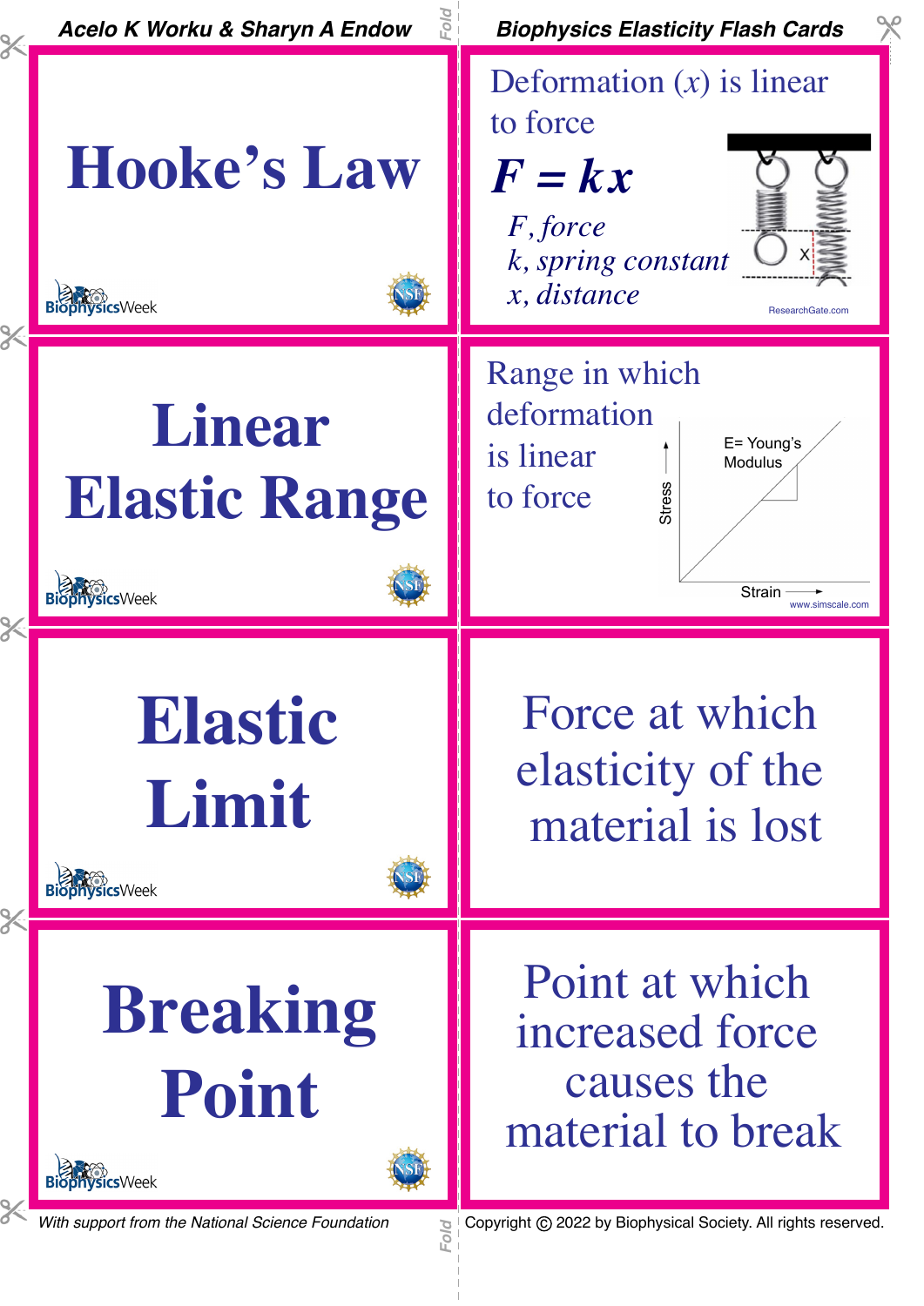Acelo K Worku & Sharyn A Endow

Biophysics Elasticity Flash Cards

# Hooke's Law

Deformation ($x$) is linear to force

$$F = kx$$

*F, force*
*k, spring constant*
*x, distance*

x

ResearchGate.com

# Linear Elastic Range

Range in which deformation is linear to force

E= Young's Modulus
Stress
Strain
www.simscale.com

# Elastic Limit

Force at which elasticity of the material is lost

# Breaking Point

Point at which increased force causes the material to break

*With support from the National Science Foundation*

Copyright © 2022 by Biophysical Society. All rights reserved.